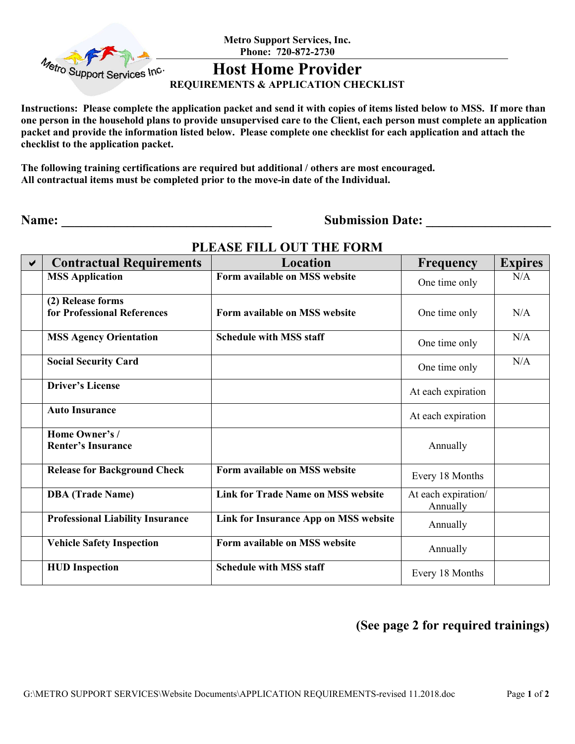Metro Support Services, Inc.
Phone: 720-872-2730

# Host Home Provider

**REQUIREMENTS & APPLICATION CHECKLIST**

**Instructions: Please complete the application packet and send it with copies of items listed below to MSS. If more than one person in the household plans to provide unsupervised care to the Client, each person must complete an application packet and provide the information listed below. Please complete one checklist for each application and attach the checklist to the application packet.**

**The following training certifications are required but additional / others are most encouraged.**
**All contractual items must be completed prior to the move-in date of the Individual.**

**Name:** ________________________________ **Submission Date:** ____________________

## PLEASE FILL OUT THE FORM

| ✔ | Contractual Requirements | Location | Frequency | Expires |
|---|---|---|---|---|
| | **MSS Application** | **Form available on MSS website** | One time only | N/A |
| | **(2) Release forms for Professional References** | **Form available on MSS website** | One time only | N/A |
| | **MSS Agency Orientation** | **Schedule with MSS staff** | One time only | N/A |
| | **Social Security Card** | | One time only | N/A |
| | **Driver's License** | | At each expiration | |
| | **Auto Insurance** | | At each expiration | |
| | **Home Owner's / Renter's Insurance** | | Annually | |
| | **Release for Background Check** | **Form available on MSS website** | Every 18 Months | |
| | **DBA (Trade Name)** | **Link for Trade Name on MSS website** | At each expiration/ Annually | |
| | **Professional Liability Insurance** | **Link for Insurance App on MSS website** | Annually | |
| | **Vehicle Safety Inspection** | **Form available on MSS website** | Annually | |
| | **HUD Inspection** | **Schedule with MSS staff** | Every 18 Months | |

**(See page 2 for required trainings)**

G:\METRO SUPPORT SERVICES\Website Documents\APPLICATION REQUIREMENTS-revised 11.2018.doc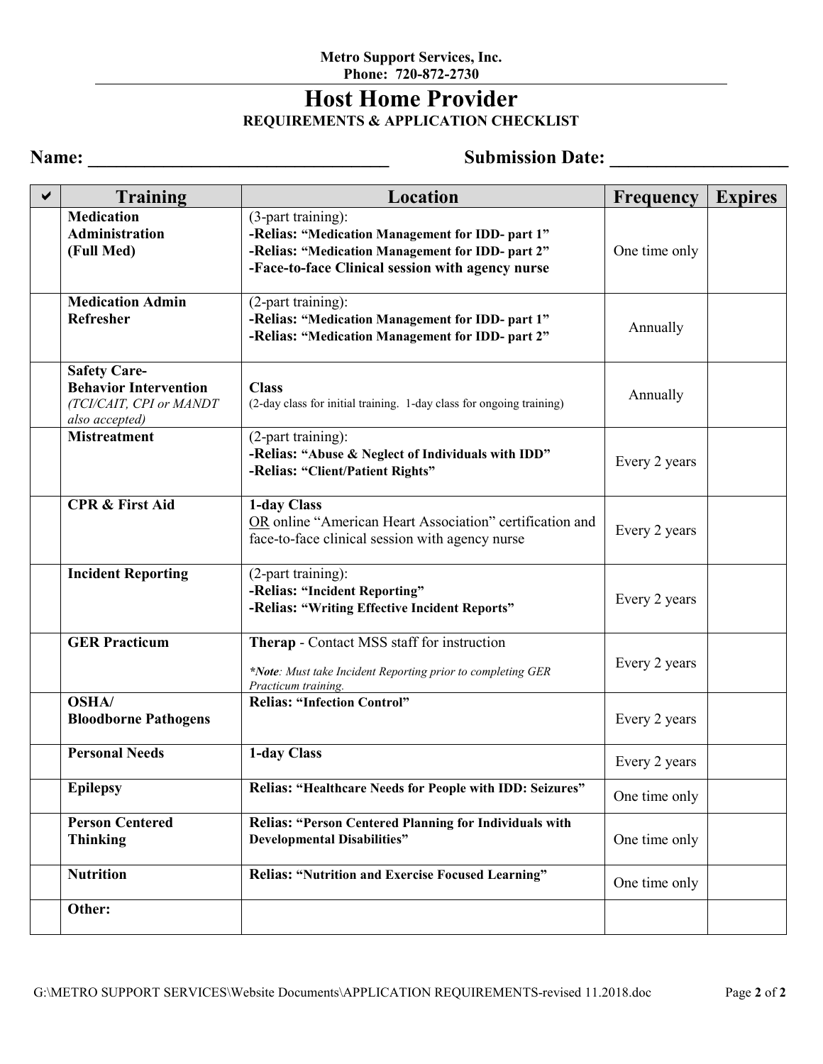**Metro Support Services, Inc.**
**Phone: 720-872-2730**

# Host Home Provider

## REQUIREMENTS & APPLICATION CHECKLIST

**Name: ________________________________ Submission Date: ___________________**

| ✔ | Training | Location | Frequency | Expires |
|---|---|---|---|---|
| | **Medication Administration (Full Med)** | (3-part training):<br>**-Relias: "Medication Management for IDD- part 1"**<br>**-Relias: "Medication Management for IDD- part 2"**<br>**-Face-to-face Clinical session with agency nurse** | One time only | |
| | **Medication Admin Refresher** | (2-part training):<br>**-Relias: "Medication Management for IDD- part 1"**<br>**-Relias: "Medication Management for IDD- part 2"** | Annually | |
| | **Safety Care-Behavior Intervention** *(TCI/CAIT, CPI or MANDT also accepted)* | **Class**<br>(2-day class for initial training. 1-day class for ongoing training) | Annually | |
| | **Mistreatment** | (2-part training):<br>**-Relias: "Abuse & Neglect of Individuals with IDD"**<br>**-Relias: "Client/Patient Rights"** | Every 2 years | |
| | **CPR & First Aid** | **1-day Class**<br>OR online "American Heart Association" certification and face-to-face clinical session with agency nurse | Every 2 years | |
| | **Incident Reporting** | (2-part training):<br>**-Relias: "Incident Reporting"**<br>**-Relias: "Writing Effective Incident Reports"** | Every 2 years | |
| | **GER Practicum** | **Therap** - Contact MSS staff for instruction<br>***Note**: Must take Incident Reporting prior to completing GER Practicum training.* | Every 2 years | |
| | **OSHA/ Bloodborne Pathogens** | **Relias: "Infection Control"** | Every 2 years | |
| | **Personal Needs** | **1-day Class** | Every 2 years | |
| | **Epilepsy** | **Relias: "Healthcare Needs for People with IDD: Seizures"** | One time only | |
| | **Person Centered Thinking** | **Relias: "Person Centered Planning for Individuals with Developmental Disabilities"** | One time only | |
| | **Nutrition** | **Relias: "Nutrition and Exercise Focused Learning"** | One time only | |
| | **Other:** | | | |

G:\METRO SUPPORT SERVICES\Website Documents\APPLICATION REQUIREMENTS-revised 11.2018.doc